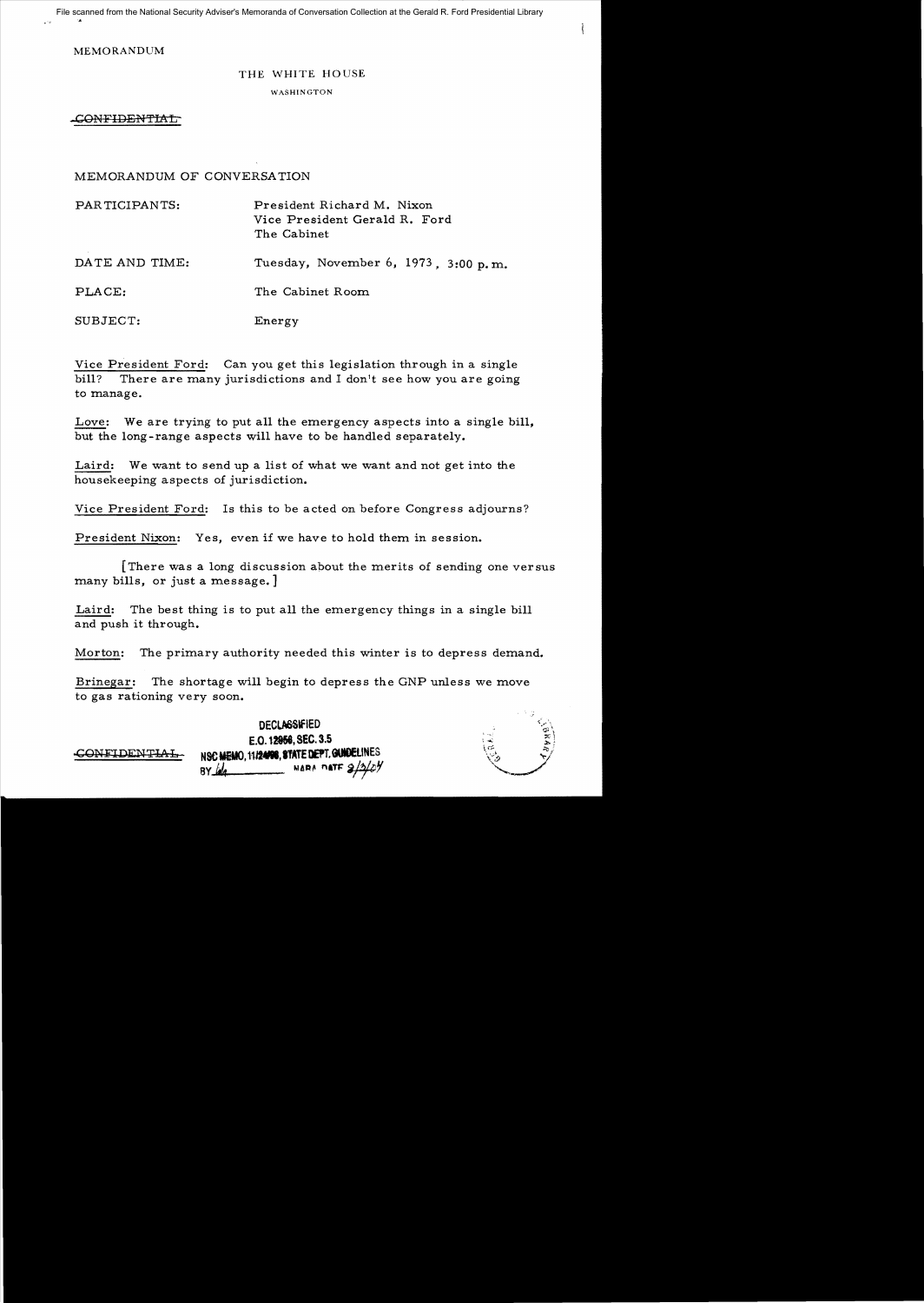File scanned from the National Security Adviser's Memoranda of Conversation Collection at the Gerald R. Ford Presidential Library

MEMORANDUM

THE WHITE HOUSE

WASHINGTON

~~CONFIDENTIAL~~

MEMORANDUM OF CONVERSATION

| | |
|---|---|
| PARTICIPANTS: | President Richard M. Nixon<br>Vice President Gerald R. Ford<br>The Cabinet |
| DATE AND TIME: | Tuesday, November 6, 1973, 3:00 p.m. |
| PLACE: | The Cabinet Room |
| SUBJECT: | Energy |

Vice President Ford: Can you get this legislation through in a single bill? There are many jurisdictions and I don't see how you are going to manage.

Love: We are trying to put all the emergency aspects into a single bill, but the long-range aspects will have to be handled separately.

Laird: We want to send up a list of what we want and not get into the housekeeping aspects of jurisdiction.

Vice President Ford: Is this to be acted on before Congress adjourns?

President Nixon: Yes, even if we have to hold them in session.

[There was a long discussion about the merits of sending one versus many bills, or just a message.]

Laird: The best thing is to put all the emergency things in a single bill and push it through.

Morton: The primary authority needed this winter is to depress demand.

Brinegar: The shortage will begin to depress the GNP unless we move to gas rationing very soon.

~~CONFIDENTIAL~~

DECLASSIFIED
E.O. 12958, SEC. 3.5
NSC MEMO, 11/24/98, STATE DEPT. GUIDELINES
BY [illegible] NARA DATE 3/3/04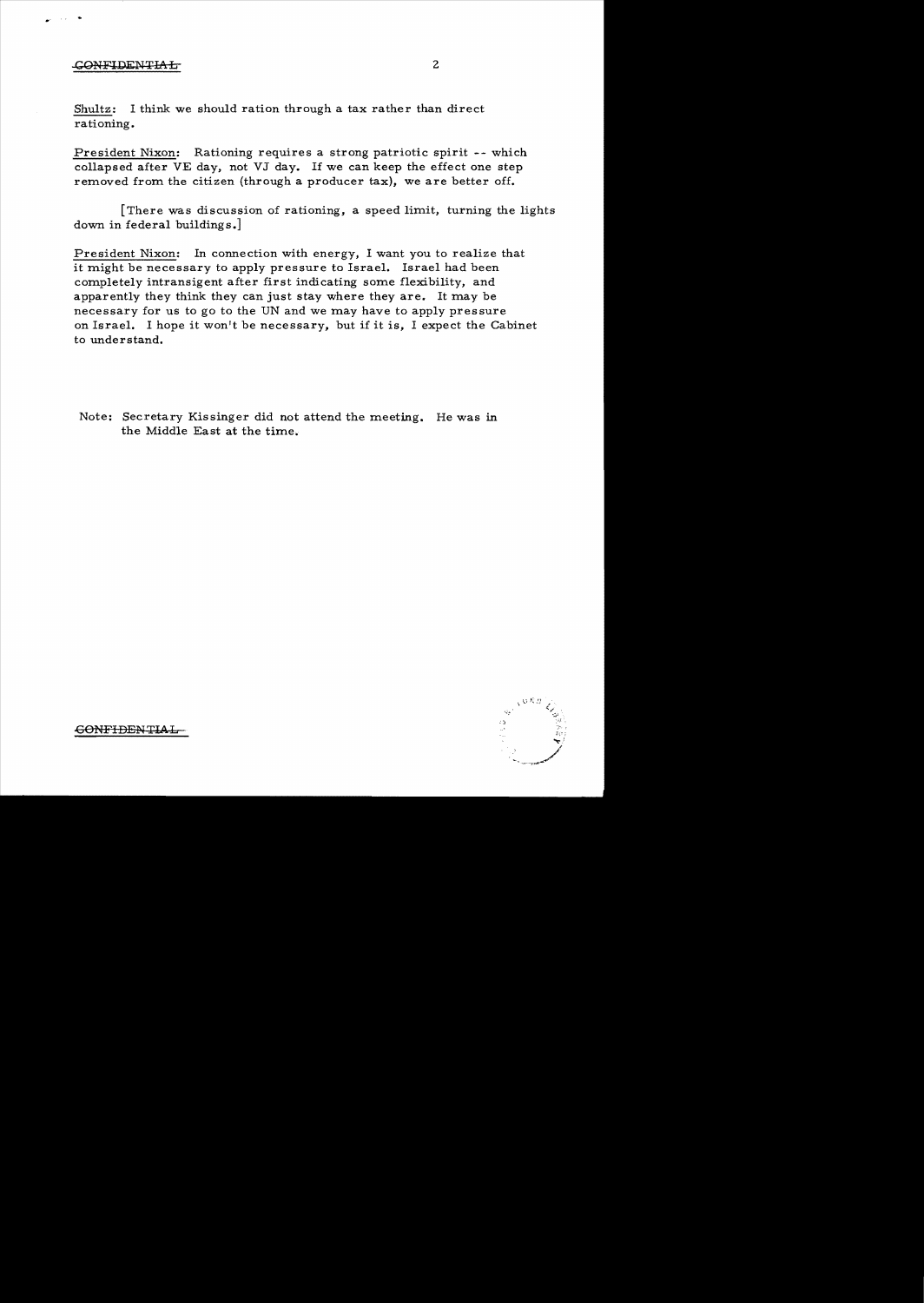Shultz: I think we should ration through a tax rather than direct rationing.

President Nixon: Rationing requires a strong patriotic spirit -- which collapsed after VE day, not VJ day. If we can keep the effect one step removed from the citizen (through a producer tax), we are better off.

[There was discussion of rationing, a speed limit, turning the lights down in federal buildings.]

President Nixon: In connection with energy, I want you to realize that it might be necessary to apply pressure to Israel. Israel had been completely intransigent after first indicating some flexibility, and apparently they think they can just stay where they are. It may be necessary for us to go to the UN and we may have to apply pressure on Israel. I hope it won't be necessary, but if it is, I expect the Cabinet to understand.

Note: Secretary Kissinger did not attend the meeting. He was in the Middle East at the time.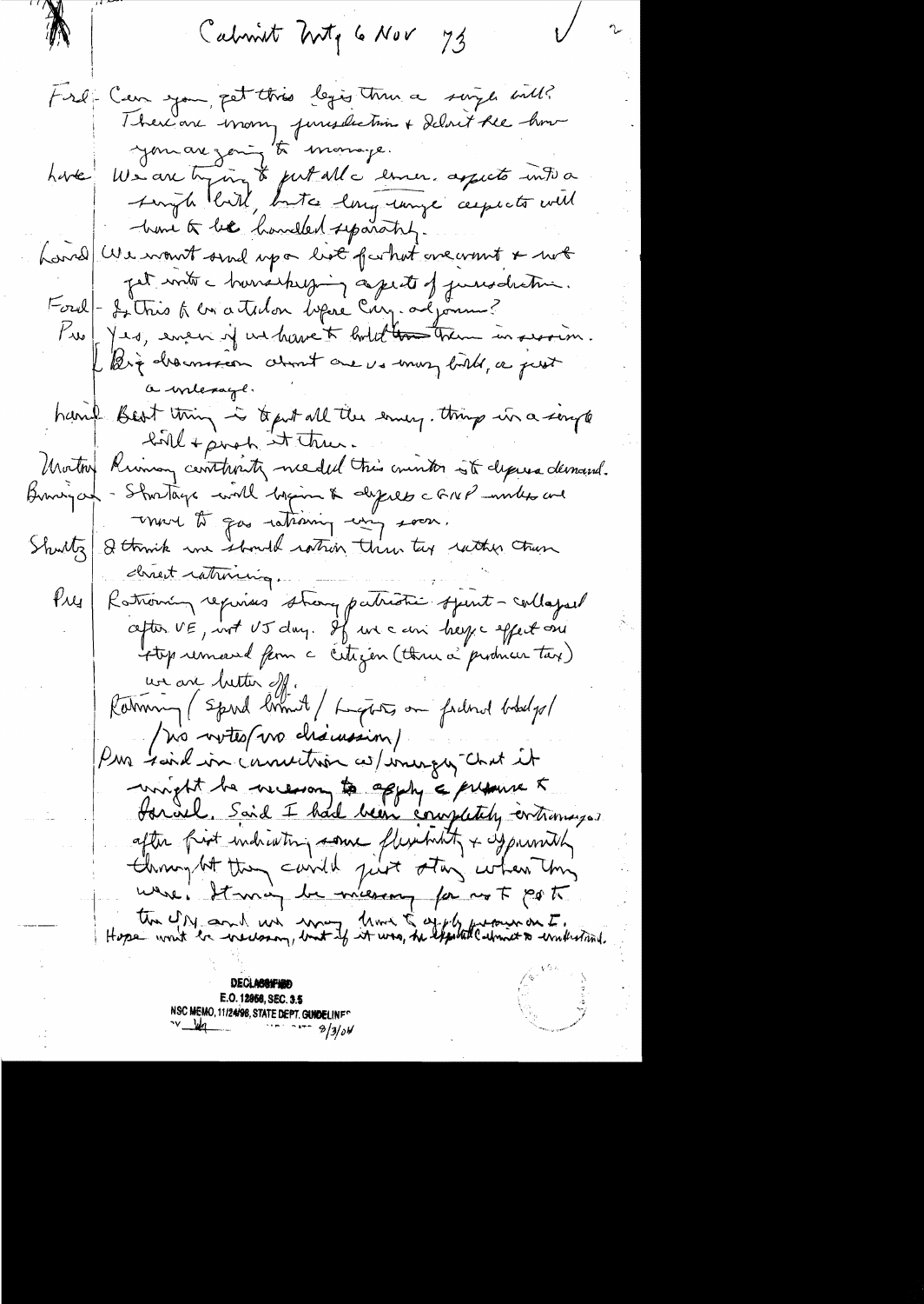Cabinet Mtg 6 Nov 73

Ford - Can you get this legis thru a single bill? There are many jurisdiction & I don't see how you are going to manage.

Love - We are trying to put all c emer. aspects into a single bill, but c long range aspects will have to be handled separately.

Laird - We won't send up a list for what we want & not get into c horsetrading aspects of jurisdiction.

Ford - Is this to be acted on before Cong. adjourns?

Pres - Yes, even if we have to hold them in session.

[Big discussion about one vs many bills, a just a message.

Laird - Best thing is to put all the emerg. things in a single bill & push it thru.

Morton - Running continuity needed this winter is to depress demand.

Brinegar - Shortage will begin to depress c GNP unless we move to gas rationing very soon.

Shultz - I think we should ration thru tax rather than direct rationing.

Pres - Rationing requires strong patriotic spirit - collapsed after VE, not VJ day. If we can keep effect on stop demand from c citizen (thru a producer tax) we are better off.

Rationing / speed limit / lights on federal bldgs / no votes / no discussion /

Pres said in connection w/ energy that it might be necessary to apply c pressure to Israel. Said I had been completely intransigent after first indicating some flexibility & apparently through [?] they could just stay where they were. It may be necessary for us to go to the UN and we may have to apply pressure on I.

Hope won't be necessary, but if it was, he expected Cabinet to understand.

DECLASSIFIED
E.O. 12958, SEC. 3.5
NSC MEMO, 11/24/98, STATE DEPT. GUIDELINES
BY [?] DATE 8/3/04